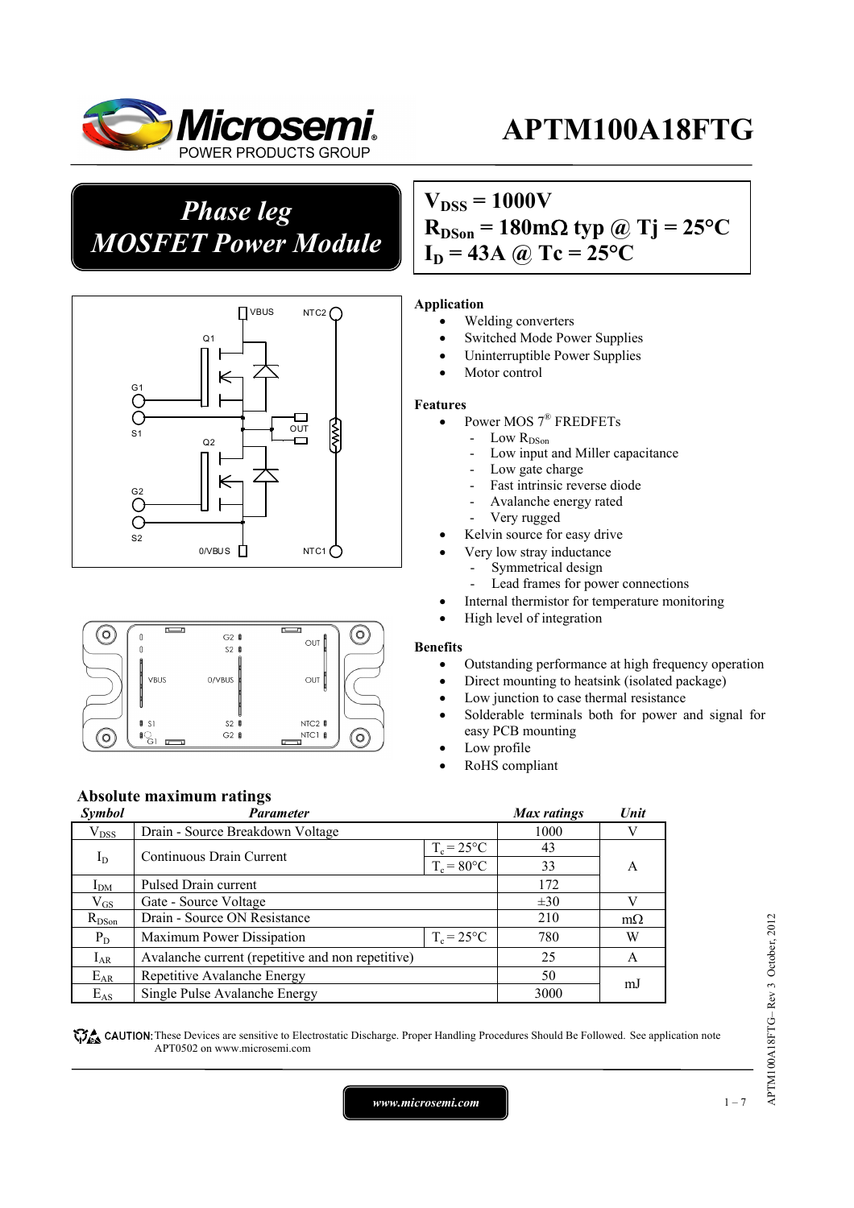# APTM100A18FTG

## Phase leg MOSFET Power Module

$V_{DSS}$ = 1000V
$R_{DSon}$ = 180mΩ typ @ Tj = 25°C
$I_D$ = 43A @ Tc = 25°C

### Application

- Welding converters
- Switched Mode Power Supplies
- Uninterruptible Power Supplies
- Motor control

### Features

- Power MOS 7® FREDFETs
  - Low $R_{DSon}$
  - Low input and Miller capacitance
  - Low gate charge
  - Fast intrinsic reverse diode
  - Avalanche energy rated
  - Very rugged
- Kelvin source for easy drive
- Very low stray inductance
  - Symmetrical design
  - Lead frames for power connections
- Internal thermistor for temperature monitoring
- High level of integration

### Benefits

- Outstanding performance at high frequency operation
- Direct mounting to heatsink (isolated package)
- Low junction to case thermal resistance
- Solderable terminals both for power and signal for easy PCB mounting
- Low profile
- RoHS compliant

### Absolute maximum ratings

| Symbol | Parameter | | Max ratings | Unit |
|---|---|---|---|---|
| $V_{DSS}$ | Drain - Source Breakdown Voltage | | 1000 | V |
| $I_D$ | Continuous Drain Current | $T_c = 25°C$ | 43 | A |
| | | $T_c = 80°C$ | 33 | |
| $I_{DM}$ | Pulsed Drain current | | 172 | |
| $V_{GS}$ | Gate - Source Voltage | | ±30 | V |
| $R_{DSon}$ | Drain - Source ON Resistance | | 210 | mΩ |
| $P_D$ | Maximum Power Dissipation | $T_c = 25°C$ | 780 | W |
| $I_{AR}$ | Avalanche current (repetitive and non repetitive) | | 25 | A |
| $E_{AR}$ | Repetitive Avalanche Energy | | 50 | mJ |
| $E_{AS}$ | Single Pulse Avalanche Energy | | 3000 | |

CAUTION: These Devices are sensitive to Electrostatic Discharge. Proper Handling Procedures Should Be Followed. See application note APT0502 on www.microsemi.com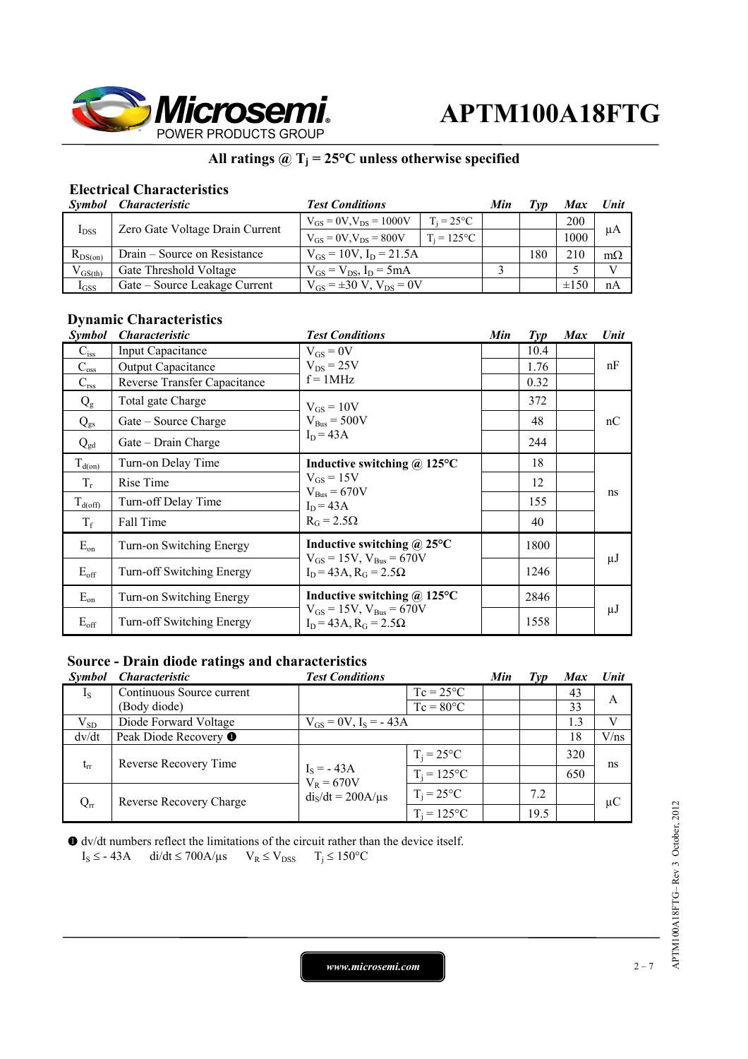# APTM100A18FTG

**All ratings @ $T_j$ = 25°C unless otherwise specified**

## Electrical Characteristics

| Symbol | Characteristic | Test Conditions | | Min | Typ | Max | Unit |
|---|---|---|---|---|---|---|---|
| $I_{DSS}$ | Zero Gate Voltage Drain Current | $V_{GS}$ = 0V, $V_{DS}$ = 1000V | $T_j$ = 25°C | | | 200 | µA |
| | | $V_{GS}$ = 0V, $V_{DS}$ = 800V | $T_j$ = 125°C | | | 1000 | |
| $R_{DS(on)}$ | Drain – Source on Resistance | $V_{GS}$ = 10V, $I_D$ = 21.5A | | | 180 | 210 | mΩ |
| $V_{GS(th)}$ | Gate Threshold Voltage | $V_{GS}$ = $V_{DS}$, $I_D$ = 5mA | | 3 | | 5 | V |
| $I_{GSS}$ | Gate – Source Leakage Current | $V_{GS}$ = ±30 V, $V_{DS}$ = 0V | | | | ±150 | nA |

## Dynamic Characteristics

| Symbol | Characteristic | Test Conditions | Min | Typ | Max | Unit |
|---|---|---|---|---|---|---|
| $C_{iss}$ | Input Capacitance | $V_{GS}$ = 0V | | 10.4 | | nF |
| $C_{oss}$ | Output Capacitance | $V_{DS}$ = 25V | | 1.76 | | |
| $C_{rss}$ | Reverse Transfer Capacitance | f = 1MHz | | 0.32 | | |
| $Q_g$ | Total gate Charge | $V_{GS}$ = 10V | | 372 | | nC |
| $Q_{gs}$ | Gate – Source Charge | $V_{Bus}$ = 500V | | 48 | | |
| $Q_{gd}$ | Gate – Drain Charge | $I_D$ = 43A | | 244 | | |
| $T_{d(on)}$ | Turn-on Delay Time | **Inductive switching @ 125°C** | | 18 | | ns |
| $T_r$ | Rise Time | $V_{GS}$ = 15V, $V_{Bus}$ = 670V | | 12 | | |
| $T_{d(off)}$ | Turn-off Delay Time | $I_D$ = 43A | | 155 | | |
| $T_f$ | Fall Time | $R_G$ = 2.5Ω | | 40 | | |
| $E_{on}$ | Turn-on Switching Energy | **Inductive switching @ 25°C** $V_{GS}$ = 15V, $V_{Bus}$ = 670V | | 1800 | | µJ |
| $E_{off}$ | Turn-off Switching Energy | $I_D$ = 43A, $R_G$ = 2.5Ω | | 1246 | | |
| $E_{on}$ | Turn-on Switching Energy | **Inductive switching @ 125°C** $V_{GS}$ = 15V, $V_{Bus}$ = 670V | | 2846 | | µJ |
| $E_{off}$ | Turn-off Switching Energy | $I_D$ = 43A, $R_G$ = 2.5Ω | | 1558 | | |

## Source - Drain diode ratings and characteristics

| Symbol | Characteristic | Test Conditions | | Min | Typ | Max | Unit |
|---|---|---|---|---|---|---|---|
| $I_S$ | Continuous Source current (Body diode) | | Tc = 25°C | | | 43 | A |
| | | | Tc = 80°C | | | 33 | |
| $V_{SD}$ | Diode Forward Voltage | $V_{GS}$ = 0V, $I_S$ = - 43A | | | | 1.3 | V |
| dv/dt | Peak Diode Recovery ❶ | | | | | 18 | V/ns |
| $t_{rr}$ | Reverse Recovery Time | $I_S$ = - 43A | $T_j$ = 25°C | | | 320 | ns |
| | | $V_R$ = 670V | $T_j$ = 125°C | | | 650 | |
| $Q_{rr}$ | Reverse Recovery Charge | $di_S/dt$ = 200A/µs | $T_j$ = 25°C | | 7.2 | | µC |
| | | | $T_j$ = 125°C | | 19.5 | | |

❶ dv/dt numbers reflect the limitations of the circuit rather than the device itself.
$I_S \leq$ - 43A  di/dt ≤ 700A/µs  $V_R \leq V_{DSS}$  $T_j \leq$ 150°C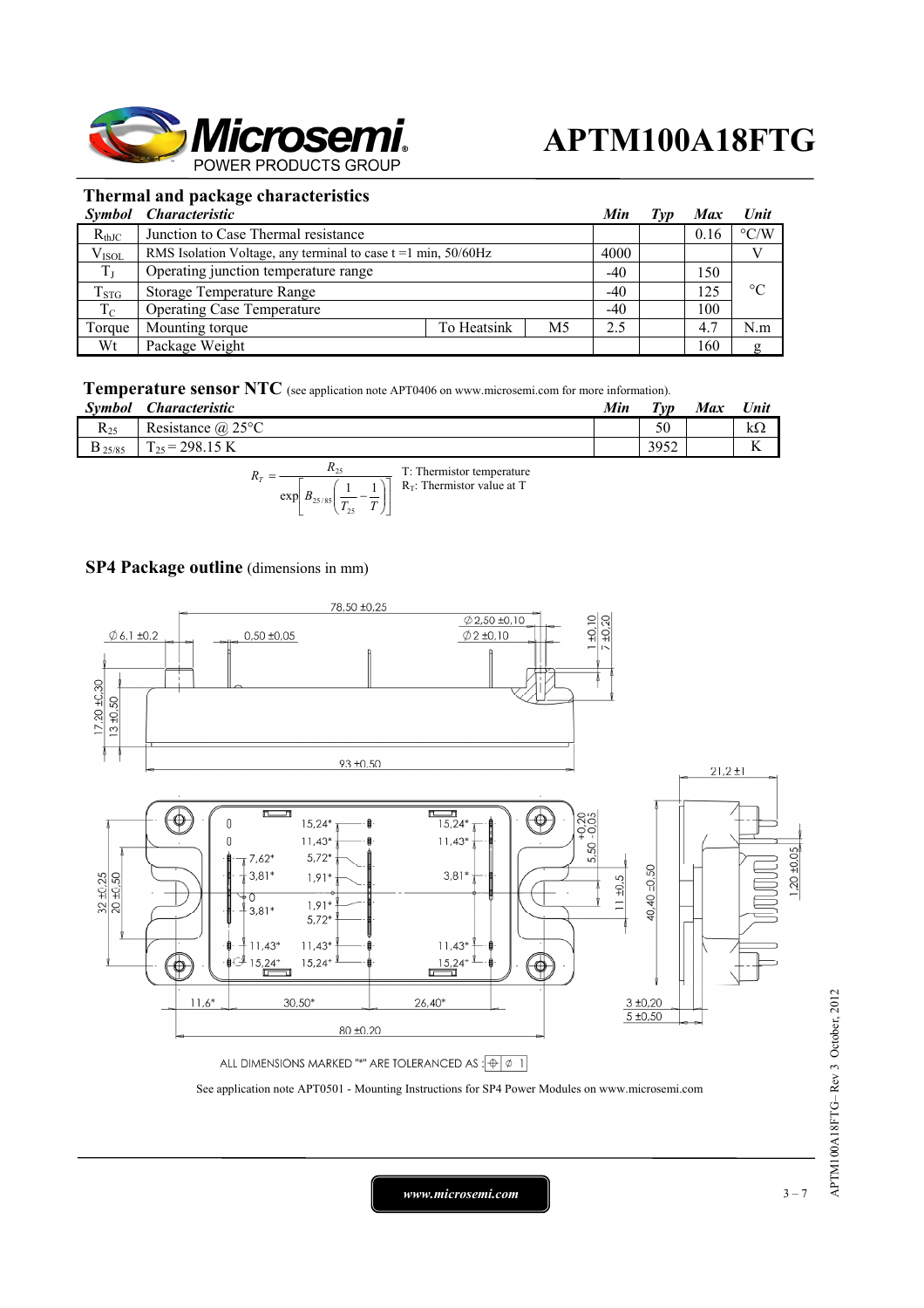## Thermal and package characteristics

| Symbol | Characteristic | | | Min | Typ | Max | Unit |
|---|---|---|---|---|---|---|---|
| $R_{thJC}$ | Junction to Case Thermal resistance | | | | | 0.16 | °C/W |
| $V_{ISOL}$ | RMS Isolation Voltage, any terminal to case t =1 min, 50/60Hz | | | 4000 | | | V |
| $T_J$ | Operating junction temperature range | | | -40 | | 150 | °C |
| $T_{STG}$ | Storage Temperature Range | | | -40 | | 125 | |
| $T_C$ | Operating Case Temperature | | | -40 | | 100 | |
| Torque | Mounting torque | To Heatsink | M5 | 2.5 | | 4.7 | N.m |
| Wt | Package Weight | | | | | 160 | g |

## Temperature sensor NTC (see application note APT0406 on www.microsemi.com for more information).

| Symbol | Characteristic | Min | Typ | Max | Unit |
|---|---|---|---|---|---|
| $R_{25}$ | Resistance @ 25°C | | 50 | | kΩ |
| $B_{25/85}$ | $T_{25}$ = 298.15 K | | 3952 | | K |

$$R_T = \frac{R_{25}}{\exp\left[B_{25/85}\left(\frac{1}{T_{25}} - \frac{1}{T}\right)\right]}$$

T: Thermistor temperature
$R_T$: Thermistor value at T

## SP4 Package outline (dimensions in mm)

ALL DIMENSIONS MARKED "*" ARE TOLERANCED AS : ⊕ ∅ 1

See application note APT0501 - Mounting Instructions for SP4 Power Modules on www.microsemi.com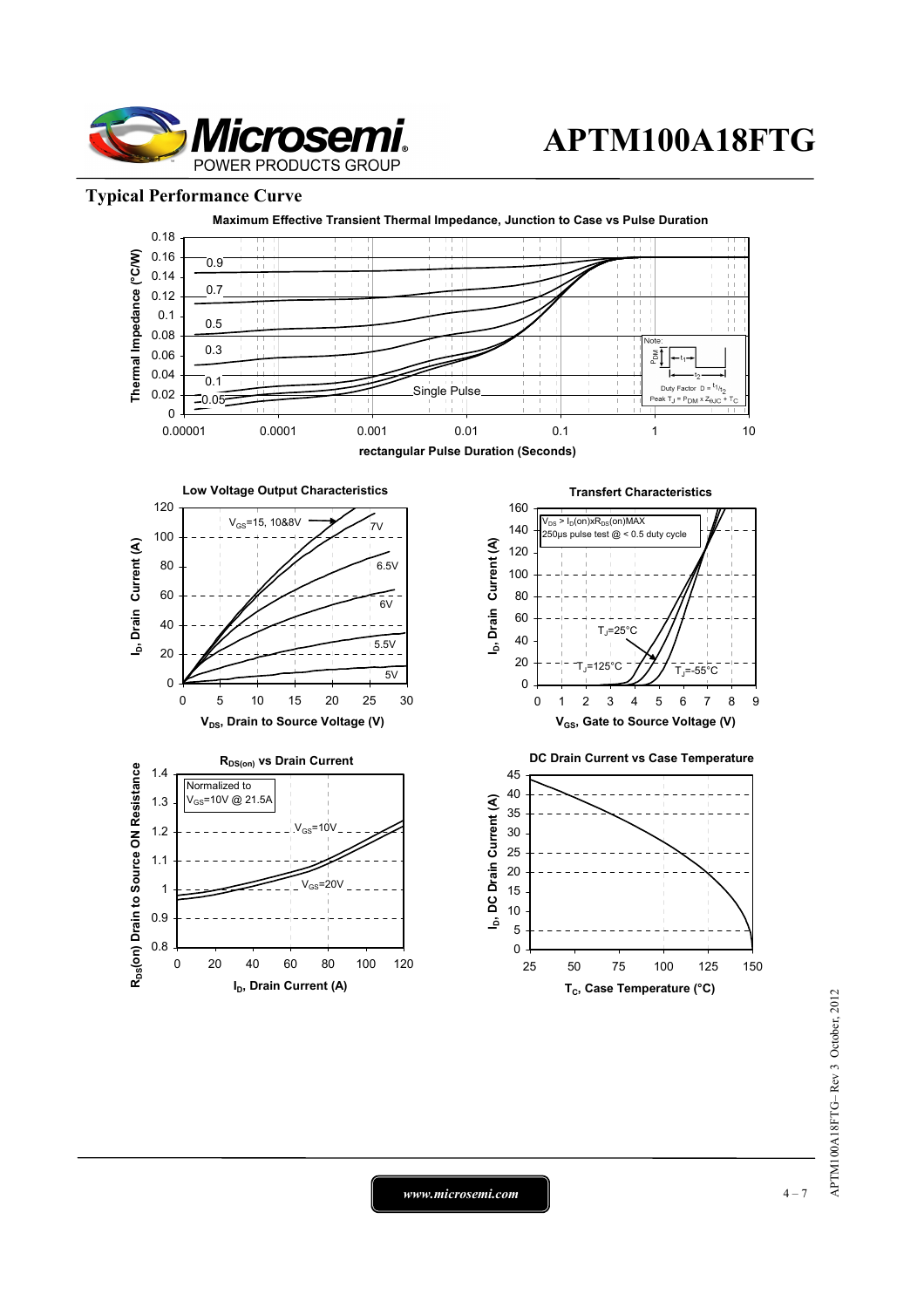## Typical Performance Curve

**Maximum Effective Transient Thermal Impedance, Junction to Case vs Pulse Duration**

Thermal Impedance (°C/W) vs rectangular Pulse Duration (Seconds)

Curves: 0.9, 0.7, 0.5, 0.3, 0.1, 0.05, Single Pulse

Note: Duty Factor $D = t_1/t_2$; Peak $T_J = P_{DM} \times Z_{\theta JC} + T_C$

**Low Voltage Output Characteristics**

$I_D$, Drain Current (A) vs $V_{DS}$, Drain to Source Voltage (V)

Curves: $V_{GS}$=15, 10&8V; 7V; 6.5V; 6V; 5.5V; 5V

**Transfert Characteristics**

$I_D$, Drain Current (A) vs $V_{GS}$, Gate to Source Voltage (V)

$V_{DS} > I_D(on) \times R_{DS}(on)MAX$
250µs pulse test @ < 0.5 duty cycle

Curves: $T_J$=25°C, $T_J$=125°C, $T_J$=-55°C

**$R_{DS(on)}$ vs Drain Current**

$R_{DS}(on)$ Drain to Source ON Resistance vs $I_D$, Drain Current (A)

Normalized to $V_{GS}$=10V @ 21.5A

Curves: $V_{GS}$=10V, $V_{GS}$=20V

**DC Drain Current vs Case Temperature**

$I_D$, DC Drain Current (A) vs $T_C$, Case Temperature (°C)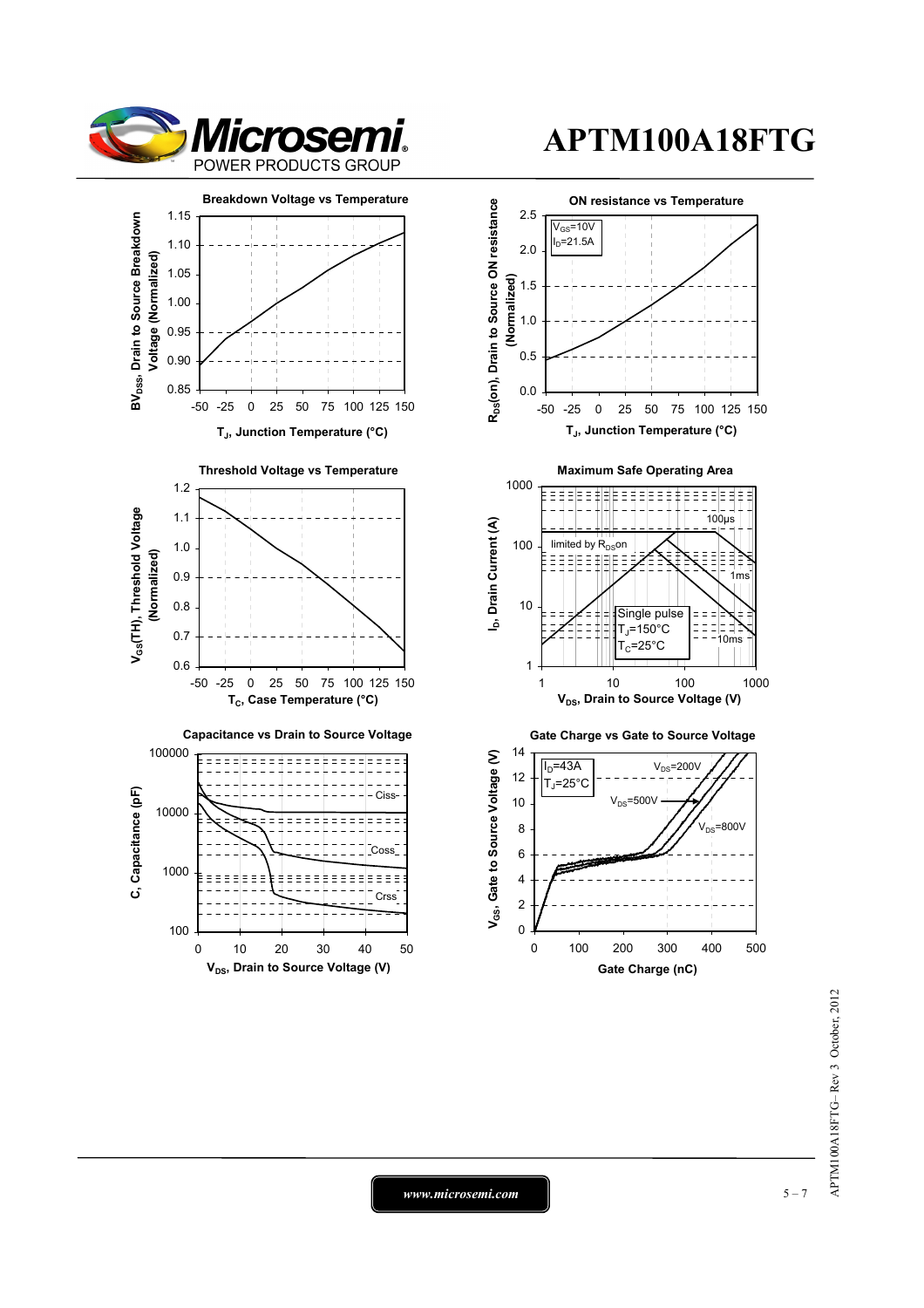### Breakdown Voltage vs Temperature

$BV_{DSS}$, Drain to Source Breakdown Voltage (Normalized)

$T_J$, Junction Temperature (°C)

### ON resistance vs Temperature

$V_{GS}$=10V
$I_D$=21.5A

$R_{DS}$(on), Drain to Source ON resistance (Normalized)

$T_J$, Junction Temperature (°C)

### Threshold Voltage vs Temperature

$V_{GS}$(TH), Threshold Voltage (Normalized)

$T_C$, Case Temperature (°C)

### Maximum Safe Operating Area

limited by $R_{DS}$on

100µs

1ms

10ms

Single pulse
$T_J$=150°C
$T_C$=25°C

$I_D$, Drain Current (A)

$V_{DS}$, Drain to Source Voltage (V)

### Capacitance vs Drain to Source Voltage

Ciss

Coss

Crss

C, Capacitance (pF)

$V_{DS}$, Drain to Source Voltage (V)

### Gate Charge vs Gate to Source Voltage

$I_D$=43A
$T_J$=25°C

$V_{DS}$=200V

$V_{DS}$=500V

$V_{DS}$=800V

$V_{GS}$, Gate to Source Voltage (V)

Gate Charge (nC)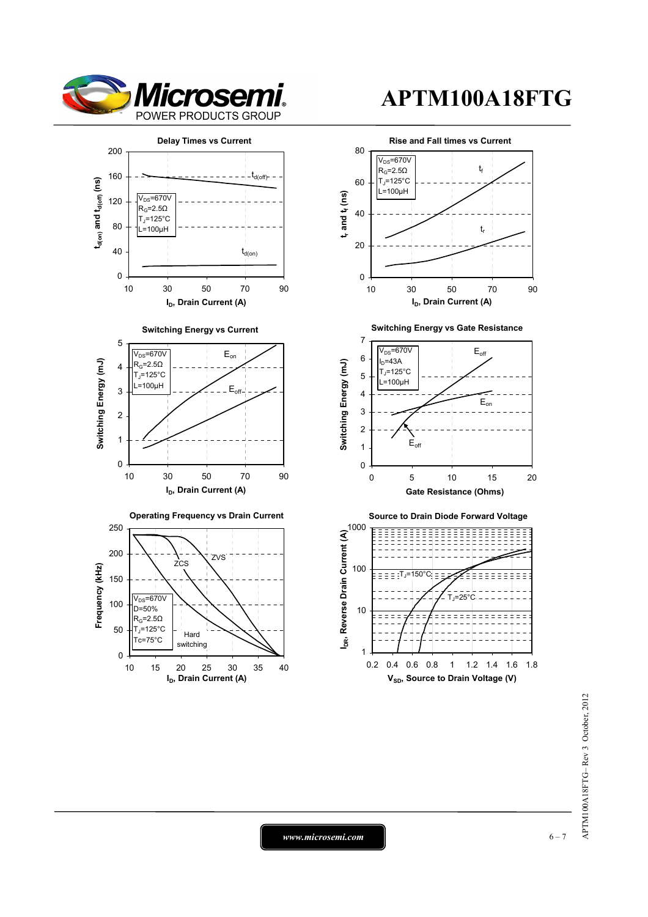# APTM100A18FTG

**Delay Times vs Current**

$V_{DS}$=670V
$R_G$=2.5Ω
$T_J$=125°C
L=100µH

$t_{d(off)}$

$t_{d(on)}$

$t_{d(on)}$ and $t_{d(off)}$ (ns)

$I_D$, Drain Current (A)

**Rise and Fall times vs Current**

$V_{DS}$=670V
$R_G$=2.5Ω
$T_J$=125°C
L=100µH

$t_f$

$t_r$

$t_r$ and $t_f$ (ns)

$I_D$, Drain Current (A)

**Switching Energy vs Current**

$V_{DS}$=670V
$R_G$=2.5Ω
$T_J$=125°C
L=100µH

$E_{on}$

$E_{off}$

Switching Energy (mJ)

$I_D$, Drain Current (A)

**Switching Energy vs Gate Resistance**

$V_{DS}$=670V
$I_D$=43A
$T_J$=125°C
L=100µH

$E_{off}$

$E_{on}$

$E_{off}$

Switching Energy (mJ)

Gate Resistance (Ohms)

**Operating Frequency vs Drain Current**

$V_{DS}$=670V
D=50%
$R_G$=2.5Ω
$T_J$=125°C
Tc=75°C

ZVS

ZCS

Hard switching

Frequency (kHz)

$I_D$, Drain Current (A)

**Source to Drain Diode Forward Voltage**

$T_J$=150°C

$T_J$=25°C

$I_{DR}$, Reverse Drain Current (A)

$V_{SD}$, Source to Drain Voltage (V)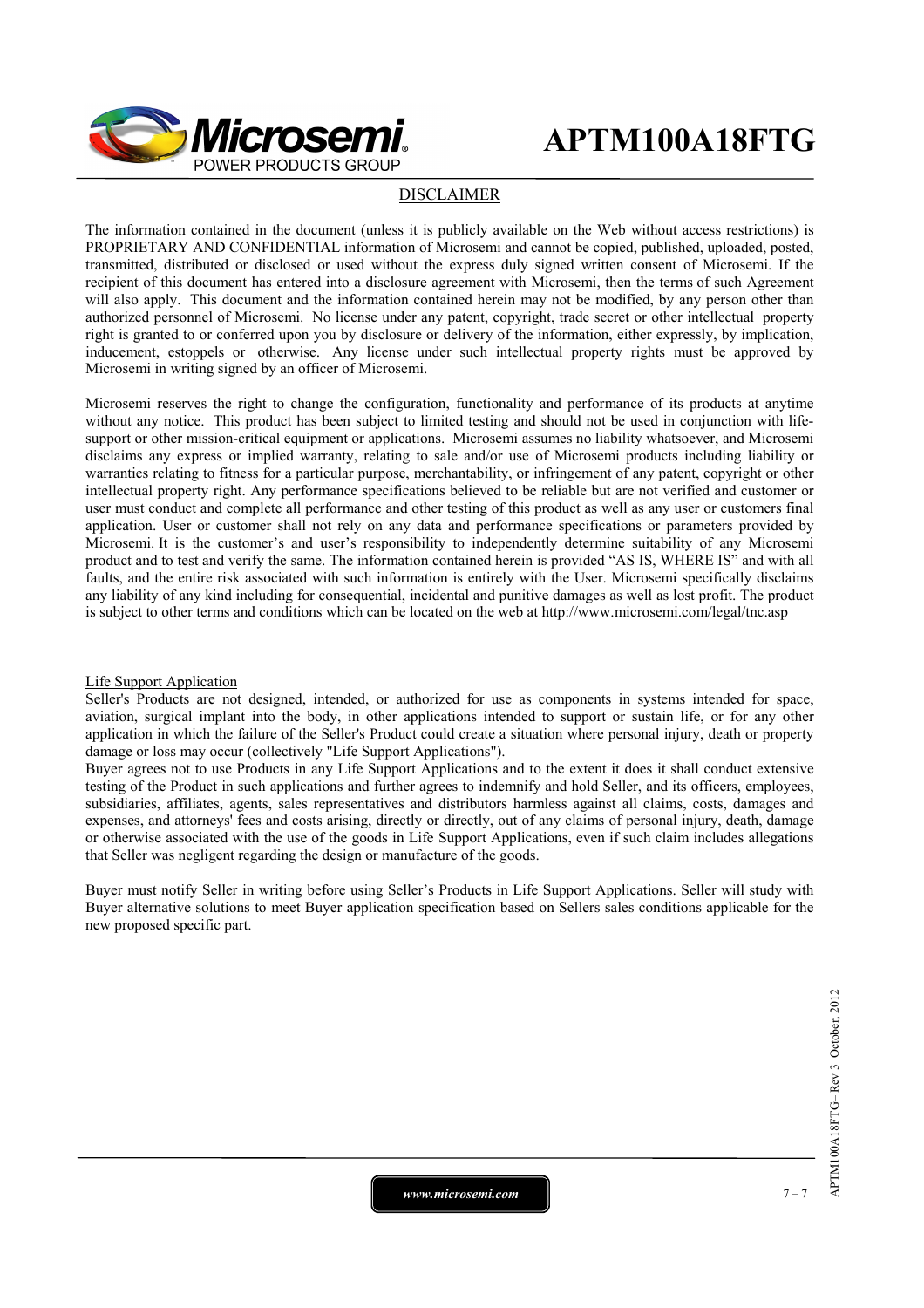## DISCLAIMER

The information contained in the document (unless it is publicly available on the Web without access restrictions) is PROPRIETARY AND CONFIDENTIAL information of Microsemi and cannot be copied, published, uploaded, posted, transmitted, distributed or disclosed or used without the express duly signed written consent of Microsemi. If the recipient of this document has entered into a disclosure agreement with Microsemi, then the terms of such Agreement will also apply. This document and the information contained herein may not be modified, by any person other than authorized personnel of Microsemi. No license under any patent, copyright, trade secret or other intellectual property right is granted to or conferred upon you by disclosure or delivery of the information, either expressly, by implication, inducement, estoppels or otherwise. Any license under such intellectual property rights must be approved by Microsemi in writing signed by an officer of Microsemi.

Microsemi reserves the right to change the configuration, functionality and performance of its products at anytime without any notice. This product has been subject to limited testing and should not be used in conjunction with life-support or other mission-critical equipment or applications. Microsemi assumes no liability whatsoever, and Microsemi disclaims any express or implied warranty, relating to sale and/or use of Microsemi products including liability or warranties relating to fitness for a particular purpose, merchantability, or infringement of any patent, copyright or other intellectual property right. Any performance specifications believed to be reliable but are not verified and customer or user must conduct and complete all performance and other testing of this product as well as any user or customers final application. User or customer shall not rely on any data and performance specifications or parameters provided by Microsemi. It is the customer's and user's responsibility to independently determine suitability of any Microsemi product and to test and verify the same. The information contained herein is provided "AS IS, WHERE IS" and with all faults, and the entire risk associated with such information is entirely with the User. Microsemi specifically disclaims any liability of any kind including for consequential, incidental and punitive damages as well as lost profit. The product is subject to other terms and conditions which can be located on the web at http://www.microsemi.com/legal/tnc.asp

### Life Support Application

Seller's Products are not designed, intended, or authorized for use as components in systems intended for space, aviation, surgical implant into the body, in other applications intended to support or sustain life, or for any other application in which the failure of the Seller's Product could create a situation where personal injury, death or property damage or loss may occur (collectively "Life Support Applications").

Buyer agrees not to use Products in any Life Support Applications and to the extent it does it shall conduct extensive testing of the Product in such applications and further agrees to indemnify and hold Seller, and its officers, employees, subsidiaries, affiliates, agents, sales representatives and distributors harmless against all claims, costs, damages and expenses, and attorneys' fees and costs arising, directly or directly, out of any claims of personal injury, death, damage or otherwise associated with the use of the goods in Life Support Applications, even if such claim includes allegations that Seller was negligent regarding the design or manufacture of the goods.

Buyer must notify Seller in writing before using Seller's Products in Life Support Applications. Seller will study with Buyer alternative solutions to meet Buyer application specification based on Sellers sales conditions applicable for the new proposed specific part.